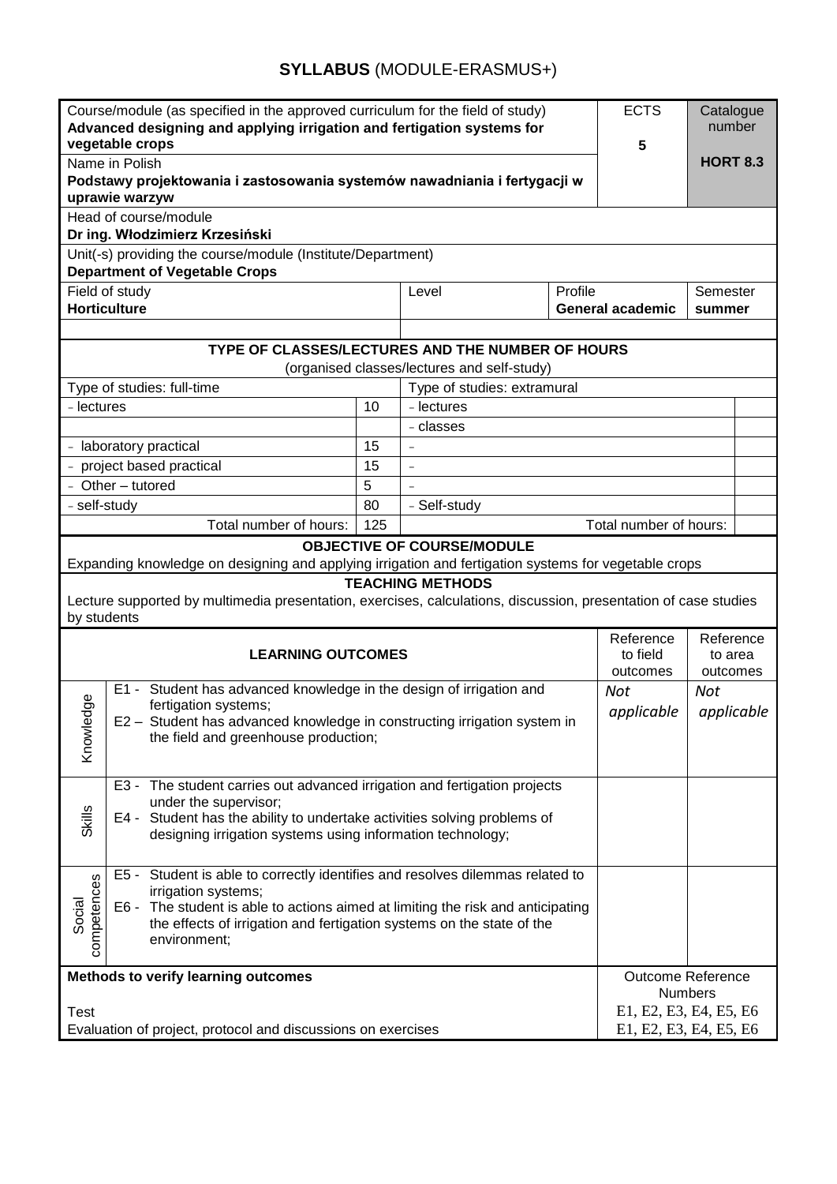# **SYLLABUS** (MODULE-ERASMUS+)

| Course/module (as specified in the approved curriculum for the field of study) **Advanced designing and applying irrigation and fertigation systems for vegetable crops** | ECTS **5** | Catalogue number **HORT 8.3** |
|---|---|---|
| Name in Polish **Podstawy projektowania i zastosowania systemów nawadniania i fertygacji w uprawie warzyw** | | |
| Head of course/module **Dr ing. Włodzimierz Krzesiński** | | |
| Unit(-s) providing the course/module (Institute/Department) **Department of Vegetable Crops** | | |

| Field of study | Level | Profile | Semester |
|---|---|---|---|
| **Horticulture** | | **General academic** | **summer** |

**TYPE OF CLASSES/LECTURES AND THE NUMBER OF HOURS**
(organised classes/lectures and self-study)

| Type of studies: full-time | | Type of studies: extramural | |
|---|---|---|---|
| - lectures | 10 | - lectures | |
| | | - classes | |
| - laboratory practical | 15 | - | |
| - project based practical | 15 | - | |
| - Other – tutored | 5 | - | |
| - self-study | 80 | - Self-study | |
| Total number of hours: | 125 | Total number of hours: | |

**OBJECTIVE OF COURSE/MODULE**

Expanding knowledge on designing and applying irrigation and fertigation systems for vegetable crops

**TEACHING METHODS**

Lecture supported by multimedia presentation, exercises, calculations, discussion, presentation of case studies by students

| | **LEARNING OUTCOMES** | Reference to field outcomes | Reference to area outcomes |
|---|---|---|---|
| Knowledge | E1 - Student has advanced knowledge in the design of irrigation and fertigation systems;<br>E2 – Student has advanced knowledge in constructing irrigation system in the field and greenhouse production; | *Not applicable* | *Not applicable* |
| Skills | E3 - The student carries out advanced irrigation and fertigation projects under the supervisor;<br>E4 - Student has the ability to undertake activities solving problems of designing irrigation systems using information technology; | | |
| Social competences | E5 - Student is able to correctly identifies and resolves dilemmas related to irrigation systems;<br>E6 - The student is able to actions aimed at limiting the risk and anticipating the effects of irrigation and fertigation systems on the state of the environment; | | |

| **Methods to verify learning outcomes** | Outcome Reference Numbers |
|---|---|
| Test | E1, E2, E3, E4, E5, E6 |
| Evaluation of project, protocol and discussions on exercises | E1, E2, E3, E4, E5, E6 |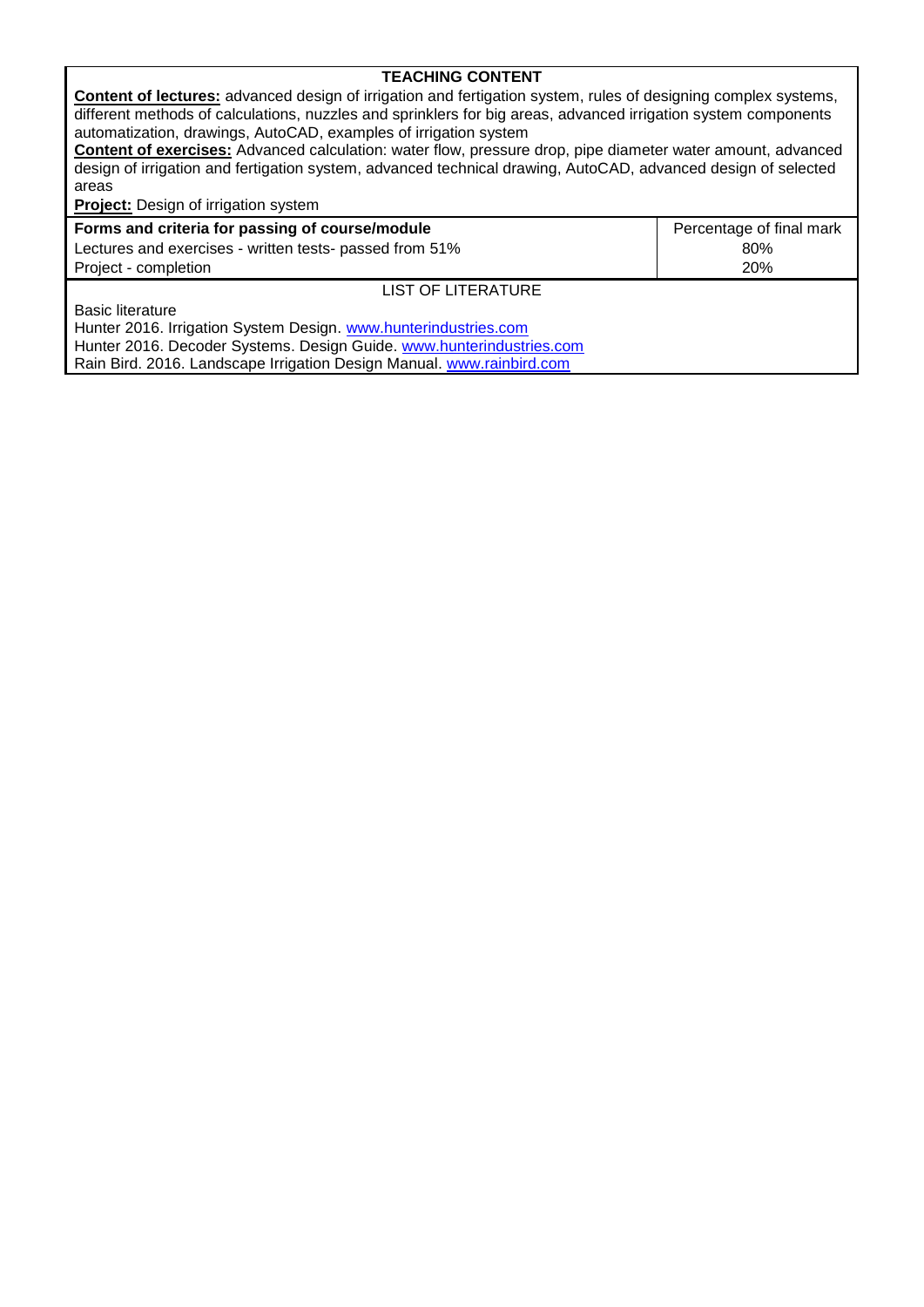**TEACHING CONTENT**

**Content of lectures:** advanced design of irrigation and fertigation system, rules of designing complex systems, different methods of calculations, nuzzles and sprinklers for big areas, advanced irrigation system components automatization, drawings, AutoCAD, examples of irrigation system

**Content of exercises:** Advanced calculation: water flow, pressure drop, pipe diameter water amount, advanced design of irrigation and fertigation system, advanced technical drawing, AutoCAD, advanced design of selected areas

**Project:** Design of irrigation system

| **Forms and criteria for passing of course/module** | Percentage of final mark |
|---|---|
| Lectures and exercises - written tests- passed from 51% | 80% |
| Project - completion | 20% |

LIST OF LITERATURE

Basic literature

Hunter 2016. Irrigation System Design. www.hunterindustries.com

Hunter 2016. Decoder Systems. Design Guide. www.hunterindustries.com

Rain Bird. 2016. Landscape Irrigation Design Manual. www.rainbird.com